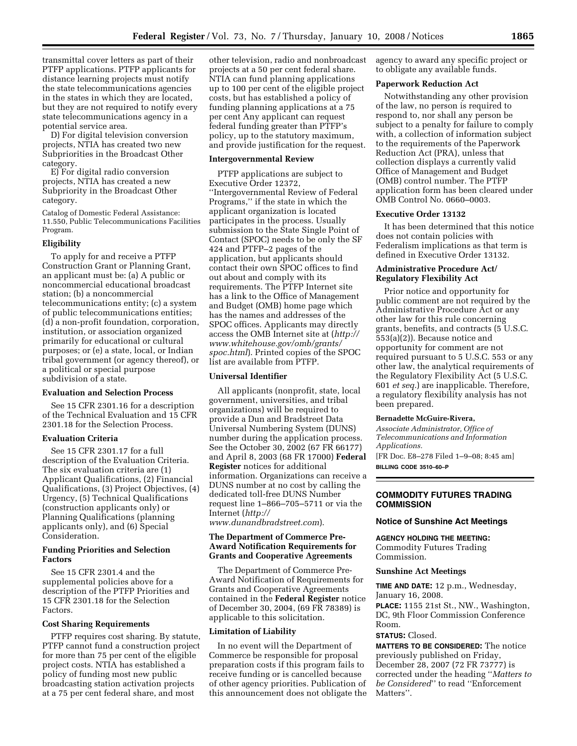transmittal cover letters as part of their PTFP applications. PTFP applicants for distance learning projects must notify the state telecommunications agencies in the states in which they are located, but they are not required to notify every state telecommunications agency in a potential service area.

D) For digital television conversion projects, NTIA has created two new Subpriorities in the Broadcast Other category.

E) For digital radio conversion projects, NTIA has created a new Subpriority in the Broadcast Other category.

Catalog of Domestic Federal Assistance: 11.550, Public Telecommunications Facilities Program.

### Eligibility

To apply for and receive a PTFP Construction Grant or Planning Grant, an applicant must be: (a) A public or noncommercial educational broadcast station; (b) a noncommercial telecommunications entity; (c) a system of public telecommunications entities; (d) a non-profit foundation, corporation, institution, or association organized primarily for educational or cultural purposes; or (e) a state, local, or Indian tribal government (or agency thereof), or a political or special purpose subdivision of a state.

### Evaluation and Selection Process

See 15 CFR 2301.16 for a description of the Technical Evaluation and 15 CFR 2301.18 for the Selection Process.

### Evaluation Criteria

See 15 CFR 2301.17 for a full description of the Evaluation Criteria. The six evaluation criteria are (1) Applicant Qualifications, (2) Financial Qualifications, (3) Project Objectives, (4) Urgency, (5) Technical Qualifications (construction applicants only) or Planning Qualifications (planning applicants only), and (6) Special Consideration.

### Funding Priorities and Selection Factors

See 15 CFR 2301.4 and the supplemental policies above for a description of the PTFP Priorities and 15 CFR 2301.18 for the Selection Factors.

### Cost Sharing Requirements

PTFP requires cost sharing. By statute, PTFP cannot fund a construction project for more than 75 per cent of the eligible project costs. NTIA has established a policy of funding most new public broadcasting station activation projects at a 75 per cent federal share, and most other television, radio and nonbroadcast projects at a 50 per cent federal share. NTIA can fund planning applications up to 100 per cent of the eligible project costs, but has established a policy of funding planning applications at a 75 per cent Any applicant can request federal funding greater than PTFP's policy, up to the statutory maximum, and provide justification for the request.

### Intergovernmental Review

PTFP applications are subject to Executive Order 12372, ''Intergovernmental Review of Federal Programs,'' if the state in which the applicant organization is located participates in the process. Usually submission to the State Single Point of Contact (SPOC) needs to be only the SF 424 and PTFP–2 pages of the application, but applicants should contact their own SPOC offices to find out about and comply with its requirements. The PTFP Internet site has a link to the Office of Management and Budget (OMB) home page which has the names and addresses of the SPOC offices. Applicants may directly access the OMB Internet site at (*http://www.whitehouse.gov/omb/grants/spoc.html*). Printed copies of the SPOC list are available from PTFP.

### Universal Identifier

All applicants (nonprofit, state, local government, universities, and tribal organizations) will be required to provide a Dun and Bradstreet Data Universal Numbering System (DUNS) number during the application process. See the October 30, 2002 (67 FR 66177) and April 8, 2003 (68 FR 17000) **Federal Register** notices for additional information. Organizations can receive a DUNS number at no cost by calling the dedicated toll-free DUNS Number request line 1–866–705–5711 or via the Internet (*http://www.dunandbradstreet.com*).

### The Department of Commerce Pre-Award Notification Requirements for Grants and Cooperative Agreements

The Department of Commerce Pre-Award Notification of Requirements for Grants and Cooperative Agreements contained in the **Federal Register** notice of December 30, 2004, (69 FR 78389) is applicable to this solicitation.

### Limitation of Liability

In no event will the Department of Commerce be responsible for proposal preparation costs if this program fails to receive funding or is cancelled because of other agency priorities. Publication of this announcement does not obligate the agency to award any specific project or to obligate any available funds.

### Paperwork Reduction Act

Notwithstanding any other provision of the law, no person is required to respond to, nor shall any person be subject to a penalty for failure to comply with, a collection of information subject to the requirements of the Paperwork Reduction Act (PRA), unless that collection displays a currently valid Office of Management and Budget (OMB) control number. The PTFP application form has been cleared under OMB Control No. 0660–0003.

### Executive Order 13132

It has been determined that this notice does not contain policies with Federalism implications as that term is defined in Executive Order 13132.

### Administrative Procedure Act/Regulatory Flexibility Act

Prior notice and opportunity for public comment are not required by the Administrative Procedure Act or any other law for this rule concerning grants, benefits, and contracts (5 U.S.C. 553(a)(2)). Because notice and opportunity for comment are not required pursuant to 5 U.S.C. 553 or any other law, the analytical requirements of the Regulatory Flexibility Act (5 U.S.C. 601 *et seq.*) are inapplicable. Therefore, a regulatory flexibility analysis has not been prepared.

**Bernadette McGuire-Rivera,**

*Associate Administrator, Office of Telecommunications and Information Applications.*

[FR Doc. E8–278 Filed 1–9–08; 8:45 am]

**BILLING CODE 3510–60–P**

---

## COMMODITY FUTURES TRADING COMMISSION

### Notice of Sunshine Act Meetings

**AGENCY HOLDING THE MEETING:** Commodity Futures Trading Commission.

### Sunshine Act Meetings

**TIME AND DATE:** 12 p.m., Wednesday, January 16, 2008.

**PLACE:** 1155 21st St., NW., Washington, DC, 9th Floor Commission Conference Room.

**STATUS:** Closed.

**MATTERS TO BE CONSIDERED:** The notice previously published on Friday, December 28, 2007 (72 FR 73777) is corrected under the heading ''*Matters to be Considered*'' to read ''Enforcement Matters''.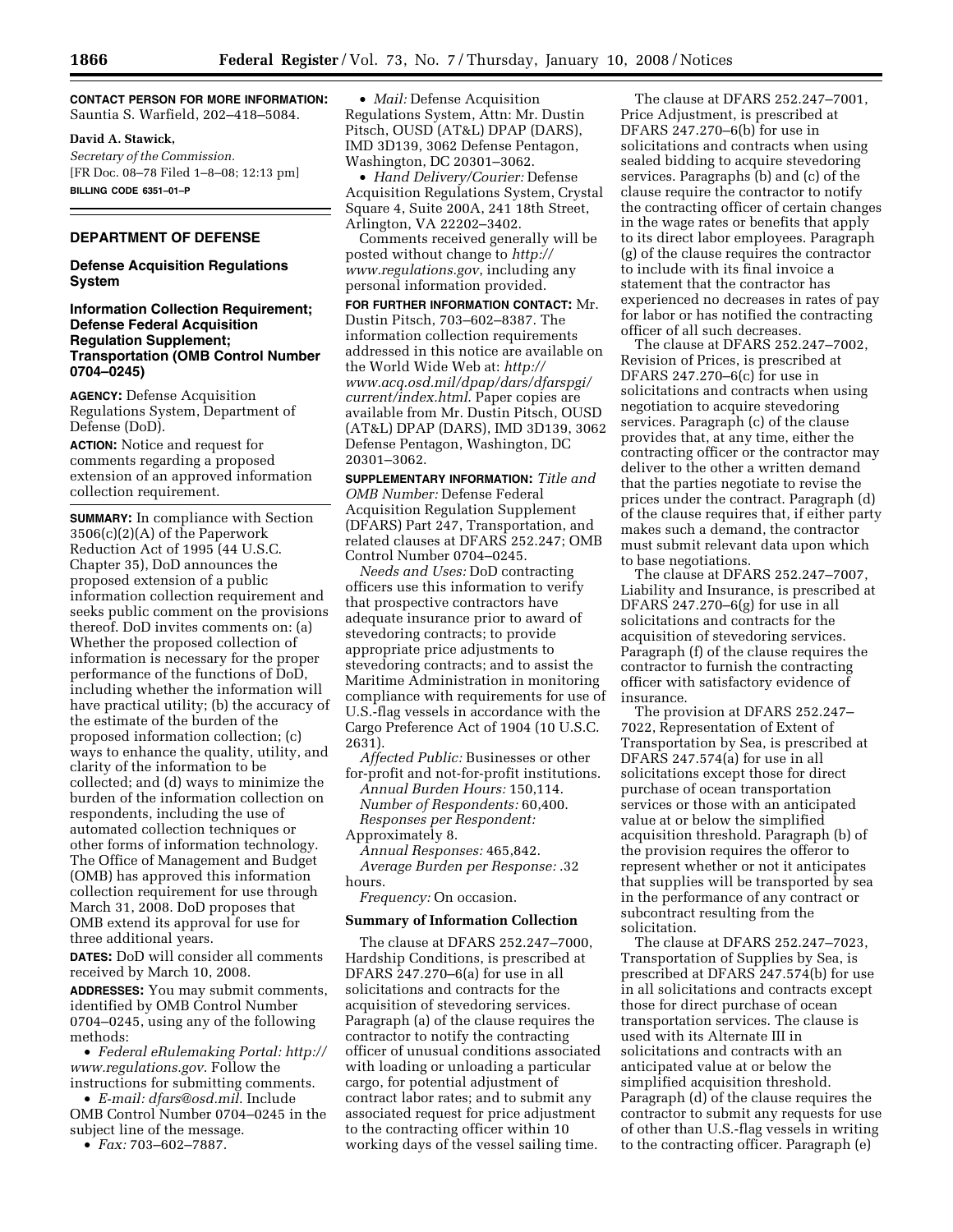**CONTACT PERSON FOR MORE INFORMATION:** Sauntia S. Warfield, 202–418–5084.

**David A. Stawick,**

*Secretary of the Commission.*

[FR Doc. 08–78 Filed 1–8–08; 12:13 pm]

**BILLING CODE 6351–01–P**

## DEPARTMENT OF DEFENSE

### Defense Acquisition Regulations System

### Information Collection Requirement; Defense Federal Acquisition Regulation Supplement; Transportation (OMB Control Number 0704–0245)

**AGENCY:** Defense Acquisition Regulations System, Department of Defense (DoD).

**ACTION:** Notice and request for comments regarding a proposed extension of an approved information collection requirement.

**SUMMARY:** In compliance with Section 3506(c)(2)(A) of the Paperwork Reduction Act of 1995 (44 U.S.C. Chapter 35), DoD announces the proposed extension of a public information collection requirement and seeks public comment on the provisions thereof. DoD invites comments on: (a) Whether the proposed collection of information is necessary for the proper performance of the functions of DoD, including whether the information will have practical utility; (b) the accuracy of the estimate of the burden of the proposed information collection; (c) ways to enhance the quality, utility, and clarity of the information to be collected; and (d) ways to minimize the burden of the information collection on respondents, including the use of automated collection techniques or other forms of information technology. The Office of Management and Budget (OMB) has approved this information collection requirement for use through March 31, 2008. DoD proposes that OMB extend its approval for use for three additional years.

**DATES:** DoD will consider all comments received by March 10, 2008.

**ADDRESSES:** You may submit comments, identified by OMB Control Number 0704–0245, using any of the following methods:

- *Federal eRulemaking Portal: http://www.regulations.gov*. Follow the instructions for submitting comments.
- *E-mail: dfars@osd.mil*. Include OMB Control Number 0704–0245 in the subject line of the message.
- *Fax:* 703–602–7887.
- *Mail:* Defense Acquisition Regulations System, Attn: Mr. Dustin Pitsch, OUSD (AT&L) DPAP (DARS), IMD 3D139, 3062 Defense Pentagon, Washington, DC 20301–3062.
- *Hand Delivery/Courier:* Defense Acquisition Regulations System, Crystal Square 4, Suite 200A, 241 18th Street, Arlington, VA 22202–3402.

Comments received generally will be posted without change to *http://www.regulations.gov*, including any personal information provided.

**FOR FURTHER INFORMATION CONTACT:** Mr. Dustin Pitsch, 703–602–8387. The information collection requirements addressed in this notice are available on the World Wide Web at: *http://www.acq.osd.mil/dpap/dars/dfarspgi/current/index.html*. Paper copies are available from Mr. Dustin Pitsch, OUSD (AT&L) DPAP (DARS), IMD 3D139, 3062 Defense Pentagon, Washington, DC 20301–3062.

**SUPPLEMENTARY INFORMATION:** *Title and OMB Number:* Defense Federal Acquisition Regulation Supplement (DFARS) Part 247, Transportation, and related clauses at DFARS 252.247; OMB Control Number 0704–0245.

*Needs and Uses:* DoD contracting officers use this information to verify that prospective contractors have adequate insurance prior to award of stevedoring contracts; to provide appropriate price adjustments to stevedoring contracts; and to assist the Maritime Administration in monitoring compliance with requirements for use of U.S.-flag vessels in accordance with the Cargo Preference Act of 1904 (10 U.S.C. 2631).

*Affected Public:* Businesses or other for-profit and not-for-profit institutions.

*Annual Burden Hours:* 150,114.

*Number of Respondents:* 60,400.

*Responses per Respondent:* Approximately 8.

*Annual Responses:* 465,842.

*Average Burden per Response:* .32 hours.

*Frequency:* On occasion.

### Summary of Information Collection

The clause at DFARS 252.247–7000, Hardship Conditions, is prescribed at DFARS 247.270–6(a) for use in all solicitations and contracts for the acquisition of stevedoring services. Paragraph (a) of the clause requires the contractor to notify the contracting officer of unusual conditions associated with loading or unloading a particular cargo, for potential adjustment of contract labor rates; and to submit any associated request for price adjustment to the contracting officer within 10 working days of the vessel sailing time.

The clause at DFARS 252.247–7001, Price Adjustment, is prescribed at DFARS 247.270–6(b) for use in solicitations and contracts when using sealed bidding to acquire stevedoring services. Paragraphs (b) and (c) of the clause require the contractor to notify the contracting officer of certain changes in the wage rates or benefits that apply to its direct labor employees. Paragraph (g) of the clause requires the contractor to include with its final invoice a statement that the contractor has experienced no decreases in rates of pay for labor or has notified the contracting officer of all such decreases.

The clause at DFARS 252.247–7002, Revision of Prices, is prescribed at DFARS 247.270–6(c) for use in solicitations and contracts when using negotiation to acquire stevedoring services. Paragraph (c) of the clause provides that, at any time, either the contracting officer or the contractor may deliver to the other a written demand that the parties negotiate to revise the prices under the contract. Paragraph (d) of the clause requires that, if either party makes such a demand, the contractor must submit relevant data upon which to base negotiations.

The clause at DFARS 252.247–7007, Liability and Insurance, is prescribed at DFARS 247.270–6(g) for use in all solicitations and contracts for the acquisition of stevedoring services. Paragraph (f) of the clause requires the contractor to furnish the contracting officer with satisfactory evidence of insurance.

The provision at DFARS 252.247–7022, Representation of Extent of Transportation by Sea, is prescribed at DFARS 247.574(a) for use in all solicitations except those for direct purchase of ocean transportation services or those with an anticipated value at or below the simplified acquisition threshold. Paragraph (b) of the provision requires the offeror to represent whether or not it anticipates that supplies will be transported by sea in the performance of any contract or subcontract resulting from the solicitation.

The clause at DFARS 252.247–7023, Transportation of Supplies by Sea, is prescribed at DFARS 247.574(b) for use in all solicitations and contracts except those for direct purchase of ocean transportation services. The clause is used with its Alternate III in solicitations and contracts with an anticipated value at or below the simplified acquisition threshold. Paragraph (d) of the clause requires the contractor to submit any requests for use of other than U.S.-flag vessels in writing to the contracting officer. Paragraph (e)